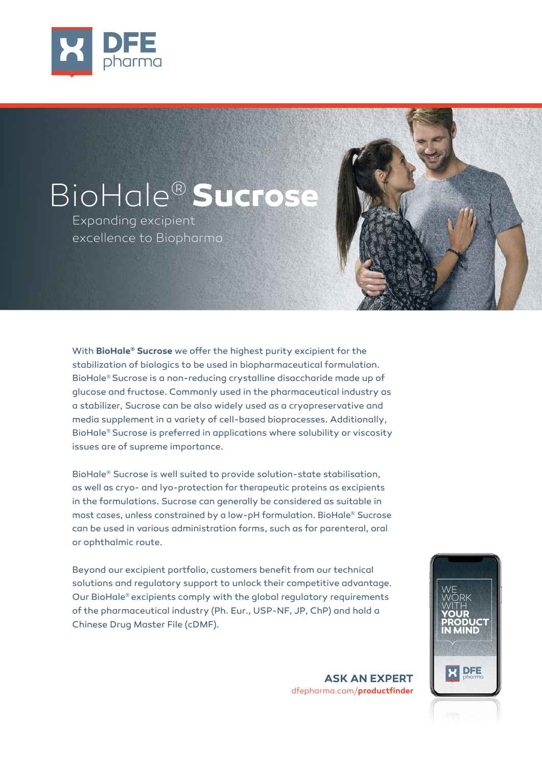# BioHale® **Sucrose**

Expanding excipient excellence to Biopharma

With **BioHale® Sucrose** we offer the highest purity excipient for the stabilization of biologics to be used in biopharmaceutical formulation. BioHale® Sucrose is a non-reducing crystalline disaccharide made up of glucose and fructose. Commonly used in the pharmaceutical industry as a stabilizer, Sucrose can be also widely used as a cryopreservative and media supplement in a variety of cell-based bioprocesses. Additionally, BioHale® Sucrose is preferred in applications where solubility or viscosity issues are of supreme importance.

BioHale® Sucrose is well suited to provide solution-state stabilisation, as well as cryo- and lyo-protection for therapeutic proteins as excipients in the formulations. Sucrose can generally be considered as suitable in most cases, unless constrained by a low-pH formulation. BioHale® Sucrose can be used in various administration forms, such as for parenteral, oral or ophthalmic route.

Beyond our excipient portfolio, customers benefit from our technical solutions and regulatory support to unlock their competitive advantage. Our BioHale® excipients comply with the global regulatory requirements of the pharmaceutical industry (Ph. Eur., USP-NF, JP, ChP) and hold a Chinese Drug Master File (cDMF).

WE WORK WITH **YOUR PRODUCT IN MIND**

**ASK AN EXPERT**
dfepharma.com/**productfinder**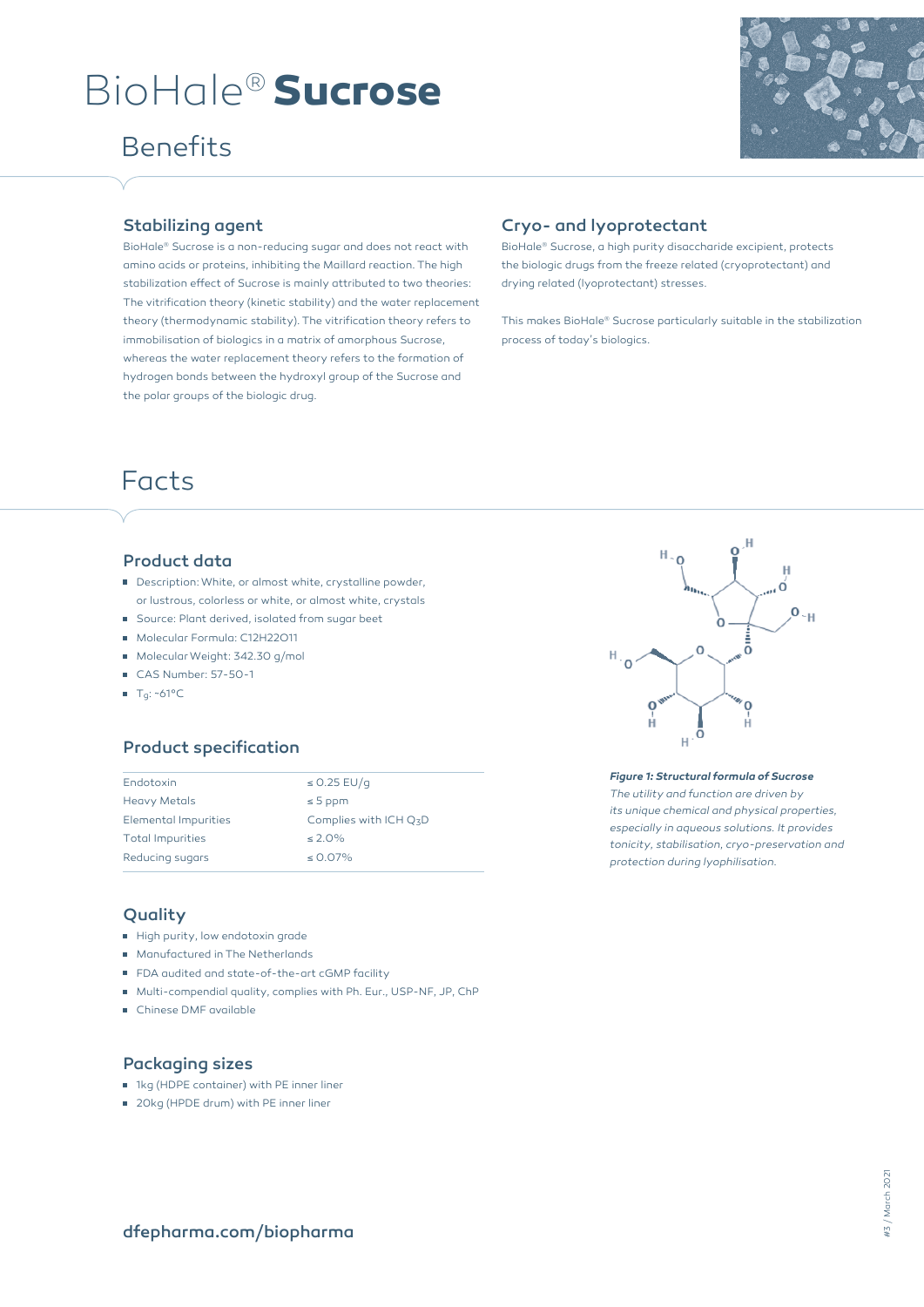# BioHale® **Sucrose**

## Benefits

### Stabilizing agent

BioHale® Sucrose is a non-reducing sugar and does not react with amino acids or proteins, inhibiting the Maillard reaction. The high stabilization effect of Sucrose is mainly attributed to two theories: The vitrification theory (kinetic stability) and the water replacement theory (thermodynamic stability). The vitrification theory refers to immobilisation of biologics in a matrix of amorphous Sucrose, whereas the water replacement theory refers to the formation of hydrogen bonds between the hydroxyl group of the Sucrose and the polar groups of the biologic drug.

### Cryo- and lyoprotectant

BioHale® Sucrose, a high purity disaccharide excipient, protects the biologic drugs from the freeze related (cryoprotectant) and drying related (lyoprotectant) stresses.

This makes BioHale® Sucrose particularly suitable in the stabilization process of today's biologics.

## Facts

### Product data

- Description: White, or almost white, crystalline powder, or lustrous, colorless or white, or almost white, crystals
- Source: Plant derived, isolated from sugar beet
- Molecular Formula: $C_{12}H_{22}O_{11}$
- Molecular Weight: 342.30 g/mol
- CAS Number: 57-50-1
- $T_g$: ~61°C

***Figure 1: Structural formula of Sucrose***
*The utility and function are driven by its unique chemical and physical properties, especially in aqueous solutions. It provides tonicity, stabilisation, cryo-preservation and protection during lyophilisation.*

### Product specification

| Parameter | Specification |
|---|---|
| Endotoxin | ≤ 0.25 EU/g |
| Heavy Metals | ≤ 5 ppm |
| Elemental Impurities | Complies with ICH $Q_3D$ |
| Total Impurities | ≤ 2.0% |
| Reducing sugars | ≤ 0.07% |

### Quality

- High purity, low endotoxin grade
- Manufactured in The Netherlands
- FDA audited and state-of-the-art cGMP facility
- Multi-compendial quality, complies with Ph. Eur., USP-NF, JP, ChP
- Chinese DMF available

### Packaging sizes

- 1kg (HDPE container) with PE inner liner
- 20kg (HPDE drum) with PE inner liner

**dfepharma.com/biopharma**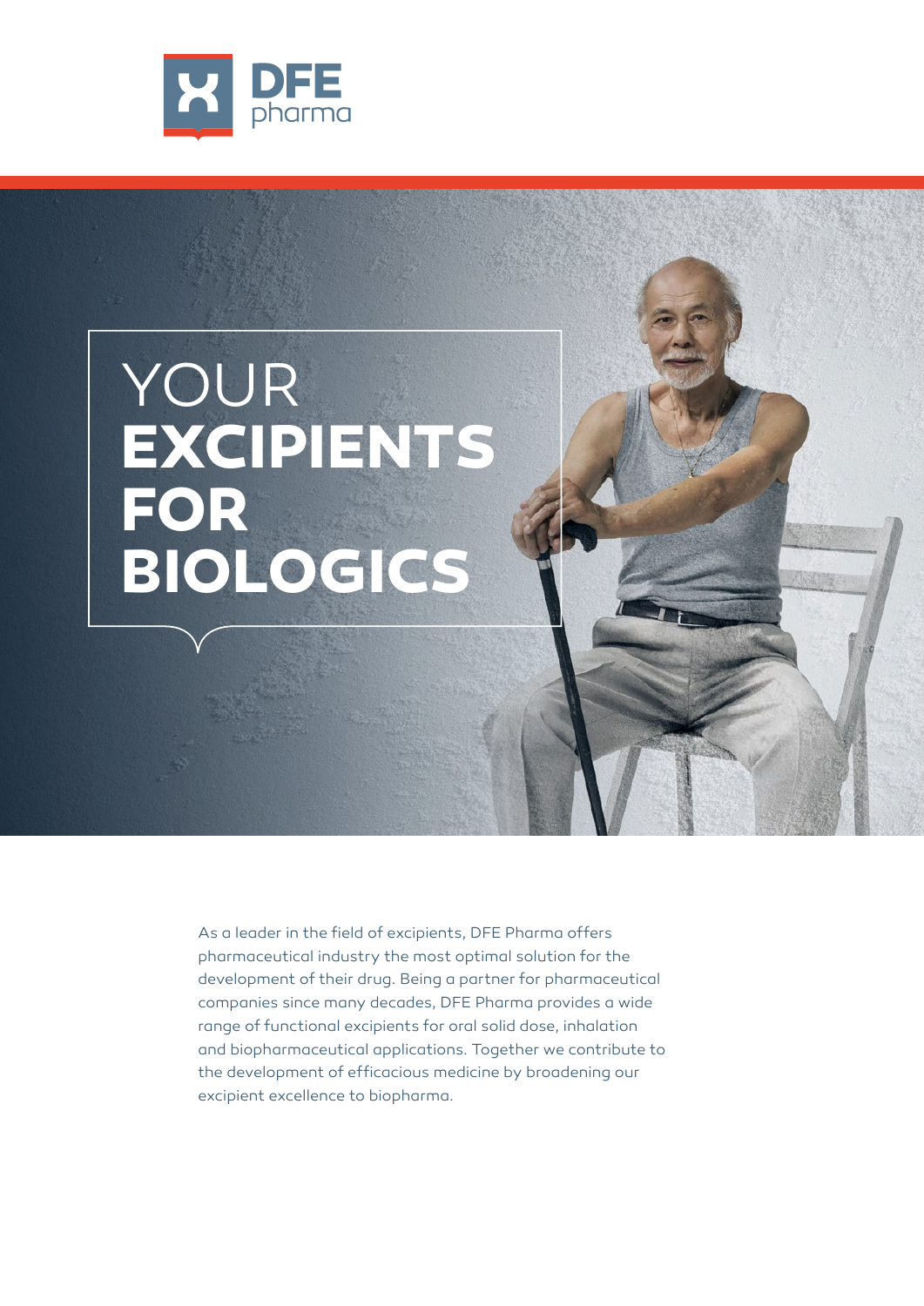DFE pharma

# YOUR **EXCIPIENTS FOR BIOLOGICS**

As a leader in the field of excipients, DFE Pharma offers pharmaceutical industry the most optimal solution for the development of their drug. Being a partner for pharmaceutical companies since many decades, DFE Pharma provides a wide range of functional excipients for oral solid dose, inhalation and biopharmaceutical applications. Together we contribute to the development of efficacious medicine by broadening our excipient excellence to biopharma.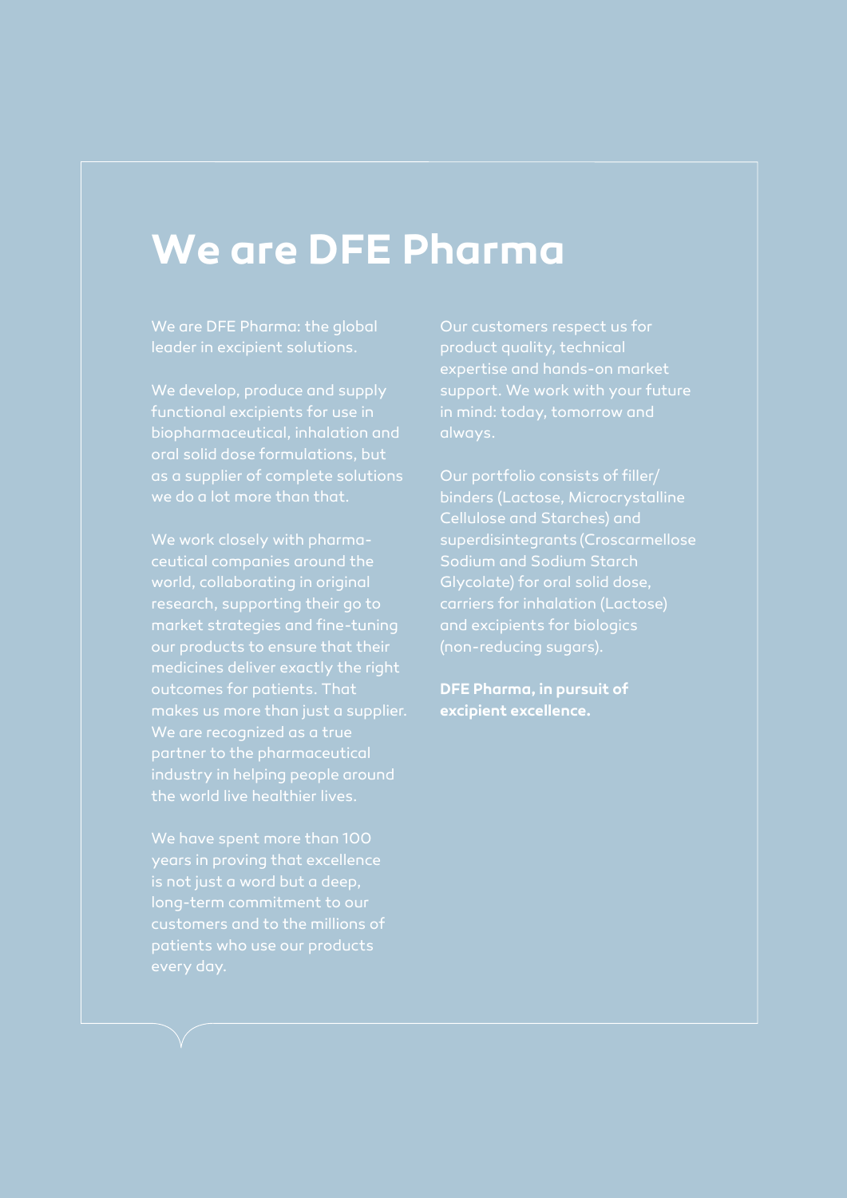# We are DFE Pharma

We are DFE Pharma: the global leader in excipient solutions.

We develop, produce and supply functional excipients for use in biopharmaceutical, inhalation and oral solid dose formulations, but as a supplier of complete solutions we do a lot more than that.

We work closely with pharmaceutical companies around the world, collaborating in original research, supporting their go to market strategies and fine-tuning our products to ensure that their medicines deliver exactly the right outcomes for patients. That makes us more than just a supplier. We are recognized as a true partner to the pharmaceutical industry in helping people around the world live healthier lives.

We have spent more than 100 years in proving that excellence is not just a word but a deep, long-term commitment to our customers and to the millions of patients who use our products every day.

Our customers respect us for product quality, technical expertise and hands-on market support. We work with your future in mind: today, tomorrow and always.

Our portfolio consists of filler/binders (Lactose, Microcrystalline Cellulose and Starches) and superdisintegrants (Croscarmellose Sodium and Sodium Starch Glycolate) for oral solid dose, carriers for inhalation (Lactose) and excipients for biologics (non-reducing sugars).

**DFE Pharma, in pursuit of excipient excellence.**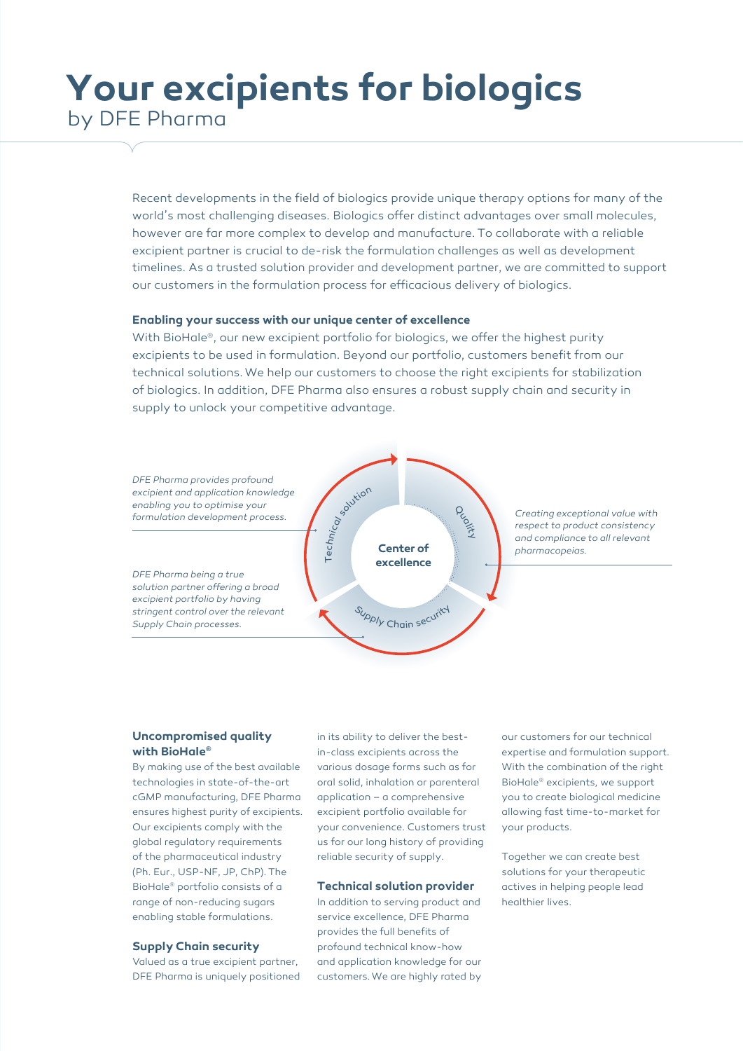# Your excipients for biologics

by DFE Pharma

Recent developments in the field of biologics provide unique therapy options for many of the world's most challenging diseases. Biologics offer distinct advantages over small molecules, however are far more complex to develop and manufacture. To collaborate with a reliable excipient partner is crucial to de-risk the formulation challenges as well as development timelines. As a trusted solution provider and development partner, we are committed to support our customers in the formulation process for efficacious delivery of biologics.

**Enabling your success with our unique center of excellence**

With BioHale®, our new excipient portfolio for biologics, we offer the highest purity excipients to be used in formulation. Beyond our portfolio, customers benefit from our technical solutions. We help our customers to choose the right excipients for stabilization of biologics. In addition, DFE Pharma also ensures a robust supply chain and security in supply to unlock your competitive advantage.

*DFE Pharma provides profound excipient and application knowledge enabling you to optimise your formulation development process.*

*DFE Pharma being a true solution partner offering a broad excipient portfolio by having stringent control over the relevant Supply Chain processes.*

*Creating exceptional value with respect to product consistency and compliance to all relevant pharmacopeias.*

Technical solution

Quality

Supply Chain security

**Center of excellence**

### Uncompromised quality with BioHale®

By making use of the best available technologies in state-of-the-art cGMP manufacturing, DFE Pharma ensures highest purity of excipients. Our excipients comply with the global regulatory requirements of the pharmaceutical industry (Ph. Eur., USP-NF, JP, ChP). The BioHale® portfolio consists of a range of non-reducing sugars enabling stable formulations.

### Supply Chain security

Valued as a true excipient partner, DFE Pharma is uniquely positioned in its ability to deliver the best-in-class excipients across the various dosage forms such as for oral solid, inhalation or parenteral application – a comprehensive excipient portfolio available for your convenience. Customers trust us for our long history of providing reliable security of supply.

### Technical solution provider

In addition to serving product and service excellence, DFE Pharma provides the full benefits of profound technical know-how and application knowledge for our customers. We are highly rated by our customers for our technical expertise and formulation support. With the combination of the right BioHale® excipients, we support you to create biological medicine allowing fast time-to-market for your products.

Together we can create best solutions for your therapeutic actives in helping people lead healthier lives.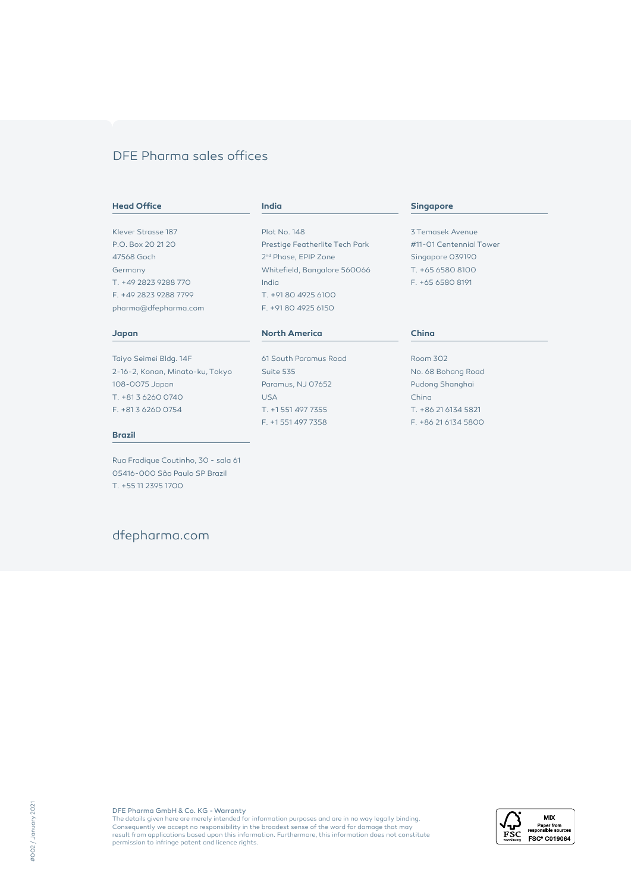## DFE Pharma sales offices

### Head Office

Klever Strasse 187
P.O. Box 20 21 20
47568 Goch
Germany
T. +49 2823 9288 770
F. +49 2823 9288 7799
pharma@dfepharma.com

### India

Plot No. 148
Prestige Featherlite Tech Park
2nd Phase, EPIP Zone
Whitefield, Bangalore 560066
India
T. +91 80 4925 6100
F. +91 80 4925 6150

### Singapore

3 Temasek Avenue
#11-01 Centennial Tower
Singapore 039190
T. +65 6580 8100
F. +65 6580 8191

### Japan

Taiyo Seimei Bldg. 14F
2-16-2, Konan, Minato-ku, Tokyo
108-0075 Japan
T. +81 3 6260 0740
F. +81 3 6260 0754

### North America

61 South Paramus Road
Suite 535
Paramus, NJ 07652
USA
T. +1 551 497 7355
F. +1 551 497 7358

### China

Room 302
No. 68 Bohang Road
Pudong Shanghai
China
T. +86 21 6134 5821
F. +86 21 6134 5800

### Brazil

Rua Fradique Coutinho, 30 - sala 61
05416-000 São Paulo SP Brazil
T. +55 11 2395 1700

dfepharma.com

#002 / January 2021

DFE Pharma GmbH & Co. KG - Warranty
The details given here are merely intended for information purposes and are in no way legally binding. Consequently we accept no responsibility in the broadest sense of the word for damage that may result from applications based upon this information. Furthermore, this information does not constitute permission to infringe patent and licence rights.

FSC MIX Paper from responsible sources FSC® C019064